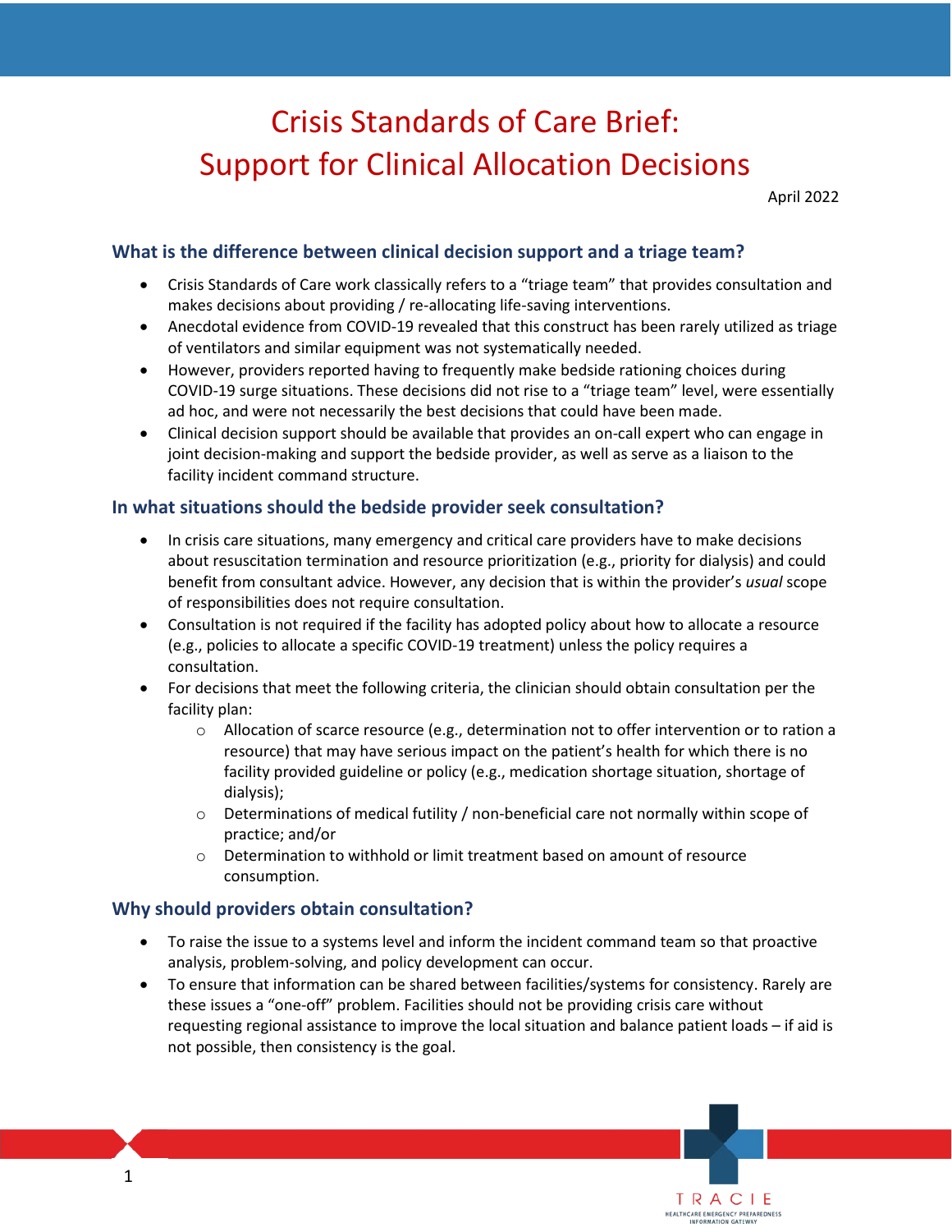# Crisis Standards of Care Brief: Support for Clinical Allocation Decisions

April 2022

## What is the difference between clinical decision support and a triage team?

- Crisis Standards of Care work classically refers to a "triage team" that provides consultation and makes decisions about providing / re-allocating life-saving interventions.
- Anecdotal evidence from COVID-19 revealed that this construct has been rarely utilized as triage of ventilators and similar equipment was not systematically needed.
- However, providers reported having to frequently make bedside rationing choices during COVID-19 surge situations. These decisions did not rise to a "triage team" level, were essentially ad hoc, and were not necessarily the best decisions that could have been made.
- Clinical decision support should be available that provides an on-call expert who can engage in joint decision-making and support the bedside provider, as well as serve as a liaison to the facility incident command structure.

## In what situations should the bedside provider seek consultation?

- In crisis care situations, many emergency and critical care providers have to make decisions about resuscitation termination and resource prioritization (e.g., priority for dialysis) and could benefit from consultant advice. However, any decision that is within the provider's *usual* scope of responsibilities does not require consultation.
- Consultation is not required if the facility has adopted policy about how to allocate a resource (e.g., policies to allocate a specific COVID-19 treatment) unless the policy requires a consultation.
- For decisions that meet the following criteria, the clinician should obtain consultation per the facility plan:
  - Allocation of scarce resource (e.g., determination not to offer intervention or to ration a resource) that may have serious impact on the patient's health for which there is no facility provided guideline or policy (e.g., medication shortage situation, shortage of dialysis);
  - Determinations of medical futility / non-beneficial care not normally within scope of practice; and/or
  - Determination to withhold or limit treatment based on amount of resource consumption.

## Why should providers obtain consultation?

- To raise the issue to a systems level and inform the incident command team so that proactive analysis, problem-solving, and policy development can occur.
- To ensure that information can be shared between facilities/systems for consistency. Rarely are these issues a "one-off" problem. Facilities should not be providing crisis care without requesting regional assistance to improve the local situation and balance patient loads – if aid is not possible, then consistency is the goal.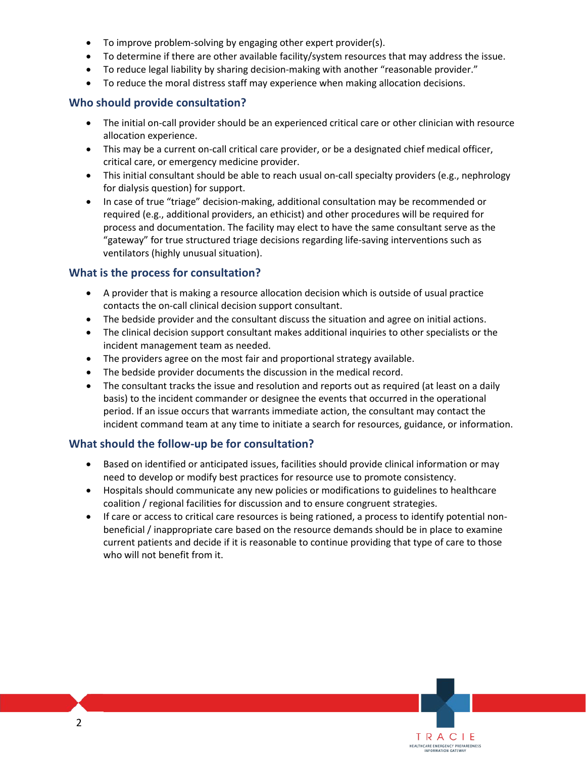- To improve problem-solving by engaging other expert provider(s).
- To determine if there are other available facility/system resources that may address the issue.
- To reduce legal liability by sharing decision-making with another "reasonable provider."
- To reduce the moral distress staff may experience when making allocation decisions.

## Who should provide consultation?

- The initial on-call provider should be an experienced critical care or other clinician with resource allocation experience.
- This may be a current on-call critical care provider, or be a designated chief medical officer, critical care, or emergency medicine provider.
- This initial consultant should be able to reach usual on-call specialty providers (e.g., nephrology for dialysis question) for support.
- In case of true "triage" decision-making, additional consultation may be recommended or required (e.g., additional providers, an ethicist) and other procedures will be required for process and documentation. The facility may elect to have the same consultant serve as the "gateway" for true structured triage decisions regarding life-saving interventions such as ventilators (highly unusual situation).

## What is the process for consultation?

- A provider that is making a resource allocation decision which is outside of usual practice contacts the on-call clinical decision support consultant.
- The bedside provider and the consultant discuss the situation and agree on initial actions.
- The clinical decision support consultant makes additional inquiries to other specialists or the incident management team as needed.
- The providers agree on the most fair and proportional strategy available.
- The bedside provider documents the discussion in the medical record.
- The consultant tracks the issue and resolution and reports out as required (at least on a daily basis) to the incident commander or designee the events that occurred in the operational period. If an issue occurs that warrants immediate action, the consultant may contact the incident command team at any time to initiate a search for resources, guidance, or information.

## What should the follow-up be for consultation?

- Based on identified or anticipated issues, facilities should provide clinical information or may need to develop or modify best practices for resource use to promote consistency.
- Hospitals should communicate any new policies or modifications to guidelines to healthcare coalition / regional facilities for discussion and to ensure congruent strategies.
- If care or access to critical care resources is being rationed, a process to identify potential non-beneficial / inappropriate care based on the resource demands should be in place to examine current patients and decide if it is reasonable to continue providing that type of care to those who will not benefit from it.